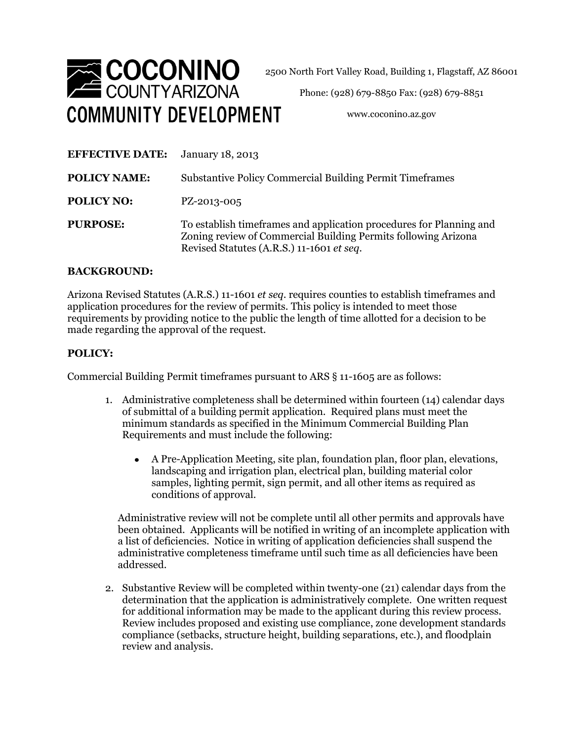# COCONINO COUNTY ARIZONA COMMUNITY DEVELOPMENT

2500 North Fort Valley Road, Building 1, Flagstaff, AZ 86001

Phone: (928) 679-8850 Fax: (928) 679-8851

www.coconino.az.gov

**EFFECTIVE DATE:** January 18, 2013

**POLICY NAME:** Substantive Policy Commercial Building Permit Timeframes

**POLICY NO:** PZ-2013-005

**PURPOSE:** To establish timeframes and application procedures for Planning and Zoning review of Commercial Building Permits following Arizona Revised Statutes (A.R.S.) 11-1601 *et seq.*

## BACKGROUND:

Arizona Revised Statutes (A.R.S.) 11-1601 *et seq.* requires counties to establish timeframes and application procedures for the review of permits. This policy is intended to meet those requirements by providing notice to the public the length of time allotted for a decision to be made regarding the approval of the request.

## POLICY:

Commercial Building Permit timeframes pursuant to ARS § 11-1605 are as follows:

1. Administrative completeness shall be determined within fourteen (14) calendar days of submittal of a building permit application. Required plans must meet the minimum standards as specified in the Minimum Commercial Building Plan Requirements and must include the following:

   - A Pre-Application Meeting, site plan, foundation plan, floor plan, elevations, landscaping and irrigation plan, electrical plan, building material color samples, lighting permit, sign permit, and all other items as required as conditions of approval.

   Administrative review will not be complete until all other permits and approvals have been obtained. Applicants will be notified in writing of an incomplete application with a list of deficiencies. Notice in writing of application deficiencies shall suspend the administrative completeness timeframe until such time as all deficiencies have been addressed.

2. Substantive Review will be completed within twenty-one (21) calendar days from the determination that the application is administratively complete. One written request for additional information may be made to the applicant during this review process. Review includes proposed and existing use compliance, zone development standards compliance (setbacks, structure height, building separations, etc.), and floodplain review and analysis.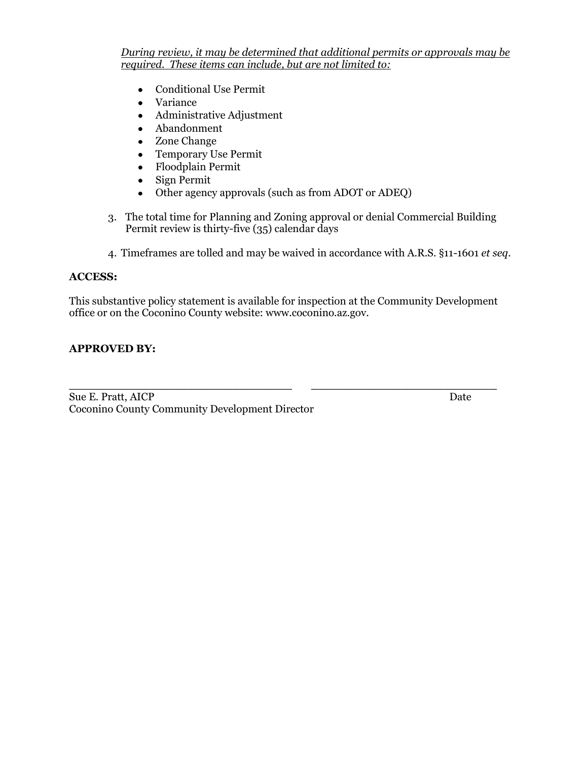*During review, it may be determined that additional permits or approvals may be required. These items can include, but are not limited to:*

- Conditional Use Permit
- Variance
- Administrative Adjustment
- Abandonment
- Zone Change
- Temporary Use Permit
- Floodplain Permit
- Sign Permit
- Other agency approvals (such as from ADOT or ADEQ)

3. The total time for Planning and Zoning approval or denial Commercial Building Permit review is thirty-five (35) calendar days

4. Timeframes are tolled and may be waived in accordance with A.R.S. §11-1601 *et seq*.

**ACCESS:**

This substantive policy statement is available for inspection at the Community Development office or on the Coconino County website: www.coconino.az.gov.

**APPROVED BY:**

\_\_\_\_\_\_\_\_\_\_\_\_\_\_\_\_\_\_\_\_\_\_\_\_\_\_\_\_\_\_\_\_\_\_ \_\_\_\_\_\_\_\_\_\_\_\_\_\_\_\_\_\_\_\_\_\_\_\_\_\_\_\_\_\_

Sue E. Pratt, AICP Date
Coconino County Community Development Director